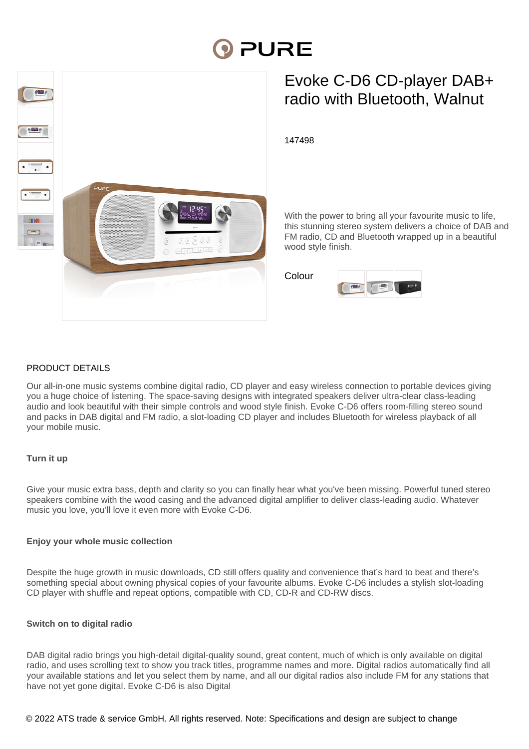# Evoke C-D6 CD-player DAB+ radio with Bluetooth, Walnut

147498

With the power to bring all your favourite music to life, this stunning stereo system delivers a choice of DAB and FM radio, CD and Bluetooth wrapped up in a beautiful wood style finish.

Colour

## PRODUCT DETAILS

Our all-in-one music systems combine digital radio, CD player and easy wireless connection to portable devices giving you a huge choice of listening. The space-saving designs with integrated speakers deliver ultra-clear class-leading audio and look beautiful with their simple controls and wood style finish. Evoke C-D6 offers room-filling stereo sound and packs in DAB digital and FM radio, a slot-loading CD player and includes Bluetooth for wireless playback of all your mobile music.

**Turn it up**

Give your music extra bass, depth and clarity so you can finally hear what you've been missing. Powerful tuned stereo speakers combine with the wood casing and the advanced digital amplifier to deliver class-leading audio. Whatever music you love, you'll love it even more with Evoke C-D6.

**Enjoy your whole music collection**

Despite the huge growth in music downloads, CD still offers quality and convenience that's hard to beat and there's something special about owning physical copies of your favourite albums. Evoke C-D6 includes a stylish slot-loading CD player with shuffle and repeat options, compatible with CD, CD-R and CD-RW discs.

**Switch on to digital radio**

DAB digital radio brings you high-detail digital-quality sound, great content, much of which is only available on digital radio, and uses scrolling text to show you track titles, programme names and more. Digital radios automatically find all your available stations and let you select them by name, and all our digital radios also include FM for any stations that have not yet gone digital. Evoke C-D6 is also Digital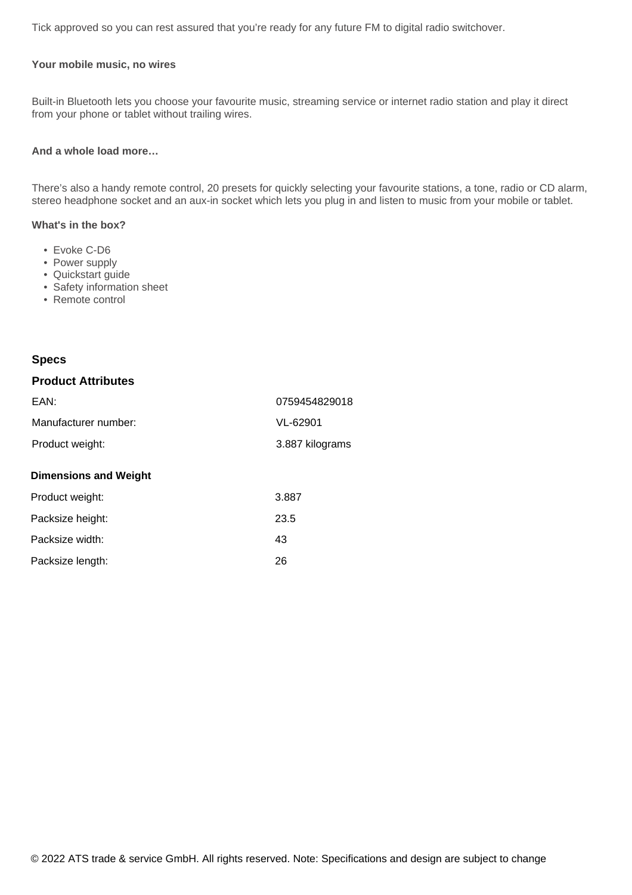Tick approved so you can rest assured that you're ready for any future FM to digital radio switchover.

**Your mobile music, no wires**

Built-in Bluetooth lets you choose your favourite music, streaming service or internet radio station and play it direct from your phone or tablet without trailing wires.

**And a whole load more…**

There's also a handy remote control, 20 presets for quickly selecting your favourite stations, a tone, radio or CD alarm, stereo headphone socket and an aux-in socket which lets you plug in and listen to music from your mobile or tablet.

**What's in the box?**

- Evoke C-D6
- Power supply
- Quickstart guide
- Safety information sheet
- Remote control

## Specs

### Product Attributes

| | |
|---|---|
| EAN: | 0759454829018 |
| Manufacturer number: | VL-62901 |
| Product weight: | 3.887 kilograms |

### Dimensions and Weight

| | |
|---|---|
| Product weight: | 3.887 |
| Packsize height: | 23.5 |
| Packsize width: | 43 |
| Packsize length: | 26 |

© 2022 ATS trade & service GmbH. All rights reserved. Note: Specifications and design are subject to change